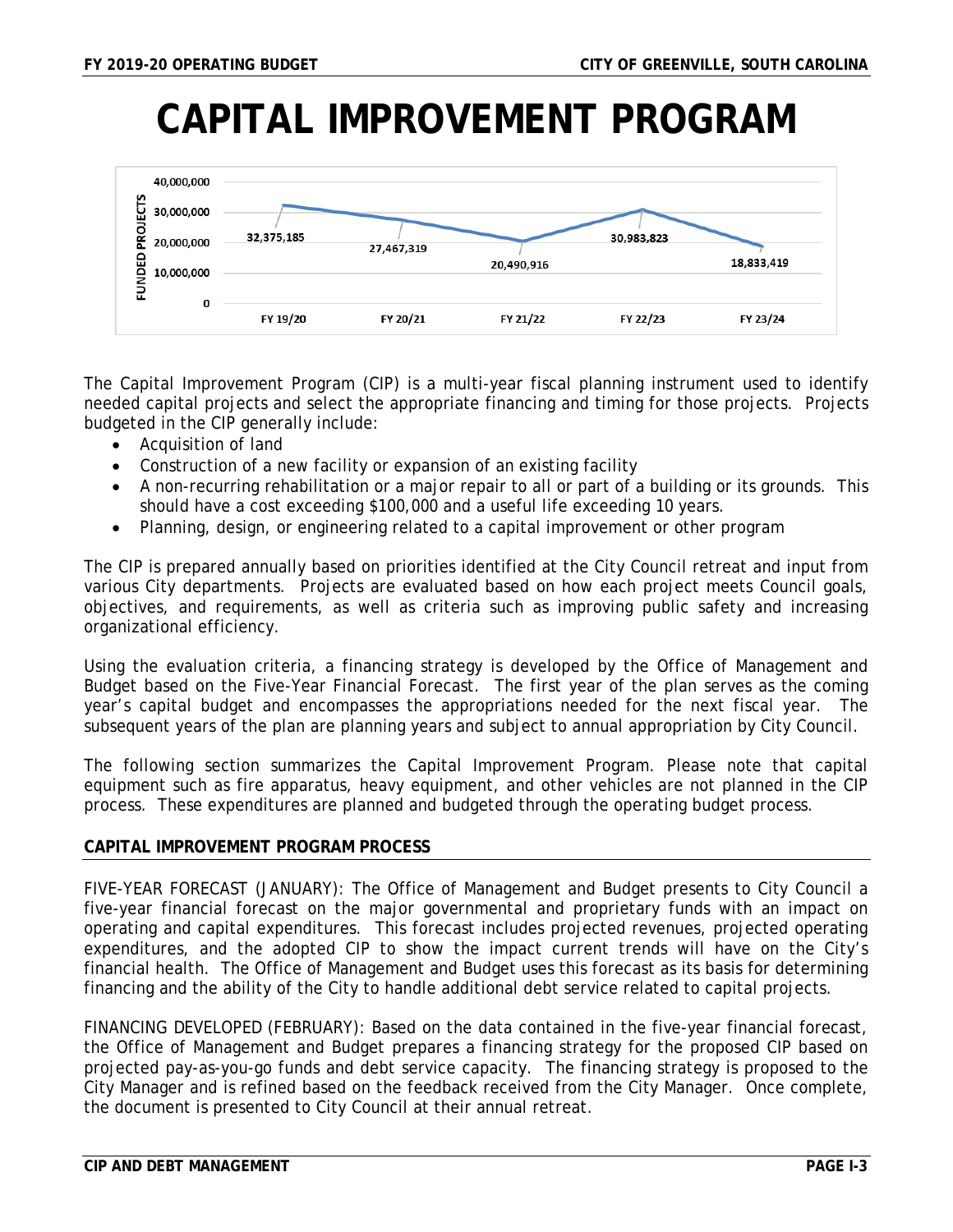# CAPITAL IMPROVEMENT PROGRAM

| | FY 19/20 | FY 20/21 | FY 21/22 | FY 22/23 | FY 23/24 |
|---|---|---|---|---|---|
| FUNDED PROJECTS | 32,375,185 | 27,467,319 | 20,490,916 | 30,983,823 | 18,833,419 |

The Capital Improvement Program (CIP) is a multi-year fiscal planning instrument used to identify needed capital projects and select the appropriate financing and timing for those projects. Projects budgeted in the CIP generally include:

- Acquisition of land
- Construction of a new facility or expansion of an existing facility
- A non-recurring rehabilitation or a major repair to all or part of a building or its grounds. This should have a cost exceeding $100,000 and a useful life exceeding 10 years.
- Planning, design, or engineering related to a capital improvement or other program

The CIP is prepared annually based on priorities identified at the City Council retreat and input from various City departments. Projects are evaluated based on how each project meets Council goals, objectives, and requirements, as well as criteria such as improving public safety and increasing organizational efficiency.

Using the evaluation criteria, a financing strategy is developed by the Office of Management and Budget based on the Five-Year Financial Forecast. The first year of the plan serves as the coming year's capital budget and encompasses the appropriations needed for the next fiscal year. The subsequent years of the plan are planning years and subject to annual appropriation by City Council.

The following section summarizes the Capital Improvement Program. Please note that capital equipment such as fire apparatus, heavy equipment, and other vehicles are not planned in the CIP process. These expenditures are planned and budgeted through the operating budget process.

## CAPITAL IMPROVEMENT PROGRAM PROCESS

FIVE-YEAR FORECAST (JANUARY): The Office of Management and Budget presents to City Council a five-year financial forecast on the major governmental and proprietary funds with an impact on operating and capital expenditures. This forecast includes projected revenues, projected operating expenditures, and the adopted CIP to show the impact current trends will have on the City's financial health. The Office of Management and Budget uses this forecast as its basis for determining financing and the ability of the City to handle additional debt service related to capital projects.

FINANCING DEVELOPED (FEBRUARY): Based on the data contained in the five-year financial forecast, the Office of Management and Budget prepares a financing strategy for the proposed CIP based on projected pay-as-you-go funds and debt service capacity. The financing strategy is proposed to the City Manager and is refined based on the feedback received from the City Manager. Once complete, the document is presented to City Council at their annual retreat.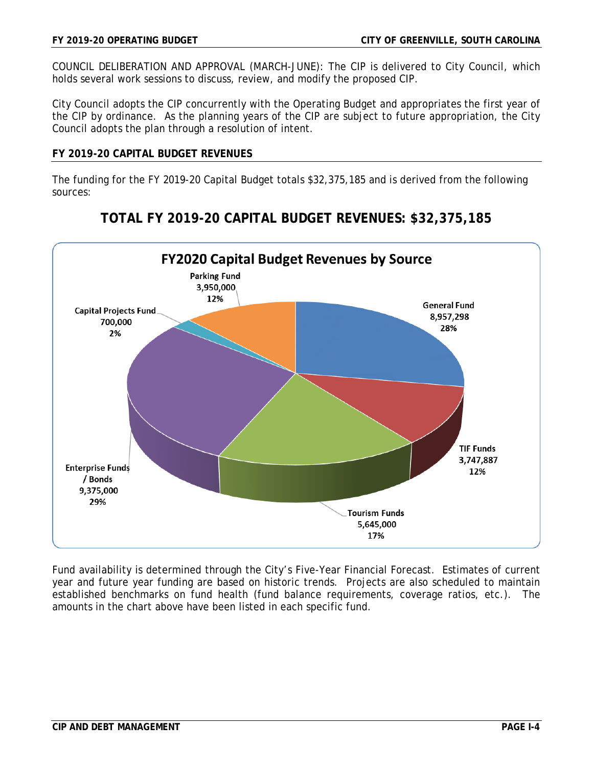COUNCIL DELIBERATION AND APPROVAL (MARCH-JUNE): The CIP is delivered to City Council, which holds several work sessions to discuss, review, and modify the proposed CIP.

City Council adopts the CIP concurrently with the Operating Budget and appropriates the first year of the CIP by ordinance. As the planning years of the CIP are subject to future appropriation, the City Council adopts the plan through a resolution of intent.

## FY 2019-20 CAPITAL BUDGET REVENUES

The funding for the FY 2019-20 Capital Budget totals $32,375,185 and is derived from the following sources:

### TOTAL FY 2019-20 CAPITAL BUDGET REVENUES: $32,375,185

**FY2020 Capital Budget Revenues by Source**

| Source | Amount | Percent |
|---|---|---|
| General Fund | 8,957,298 | 28% |
| TIF Funds | 3,747,887 | 12% |
| Tourism Funds | 5,645,000 | 17% |
| Enterprise Funds / Bonds | 9,375,000 | 29% |
| Capital Projects Fund | 700,000 | 2% |
| Parking Fund | 3,950,000 | 12% |

Fund availability is determined through the City's Five-Year Financial Forecast. Estimates of current year and future year funding are based on historic trends. Projects are also scheduled to maintain established benchmarks on fund health (fund balance requirements, coverage ratios, etc.). The amounts in the chart above have been listed in each specific fund.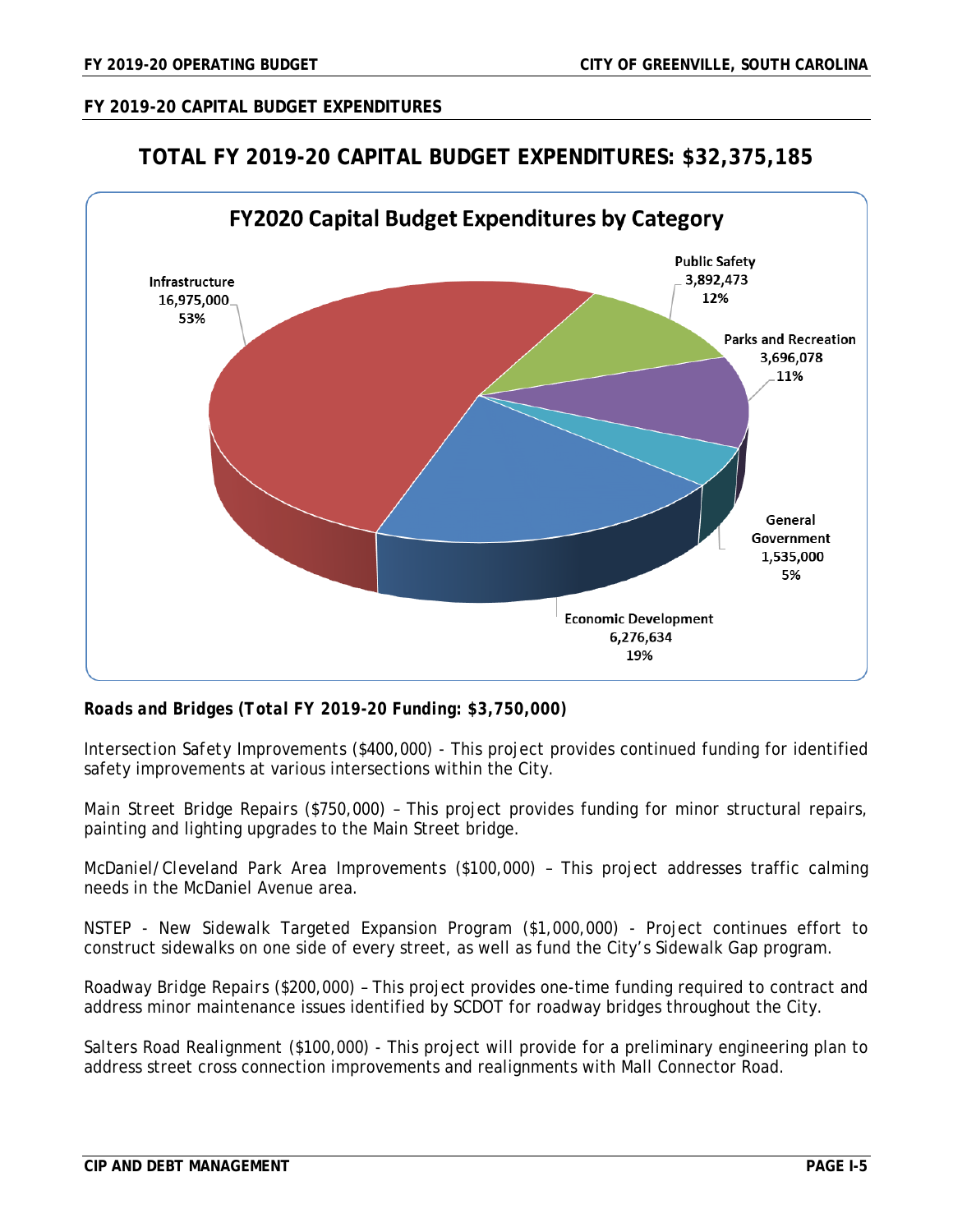## FY 2019-20 CAPITAL BUDGET EXPENDITURES

# TOTAL FY 2019-20 CAPITAL BUDGET EXPENDITURES: $32,375,185

**FY2020 Capital Budget Expenditures by Category**

| Category | Amount | Percent |
|---|---|---|
| Infrastructure | 16,975,000 | 53% |
| Public Safety | 3,892,473 | 12% |
| Parks and Recreation | 3,696,078 | 11% |
| General Government | 1,535,000 | 5% |
| Economic Development | 6,276,634 | 19% |

***Roads and Bridges (Total FY 2019-20 Funding: $3,750,000)***

Intersection Safety Improvements ($400,000) - This project provides continued funding for identified safety improvements at various intersections within the City.

Main Street Bridge Repairs ($750,000) – This project provides funding for minor structural repairs, painting and lighting upgrades to the Main Street bridge.

McDaniel/Cleveland Park Area Improvements ($100,000) – This project addresses traffic calming needs in the McDaniel Avenue area.

NSTEP - New Sidewalk Targeted Expansion Program ($1,000,000) - Project continues effort to construct sidewalks on one side of every street, as well as fund the City's Sidewalk Gap program.

Roadway Bridge Repairs ($200,000) – This project provides one-time funding required to contract and address minor maintenance issues identified by SCDOT for roadway bridges throughout the City.

Salters Road Realignment ($100,000) - This project will provide for a preliminary engineering plan to address street cross connection improvements and realignments with Mall Connector Road.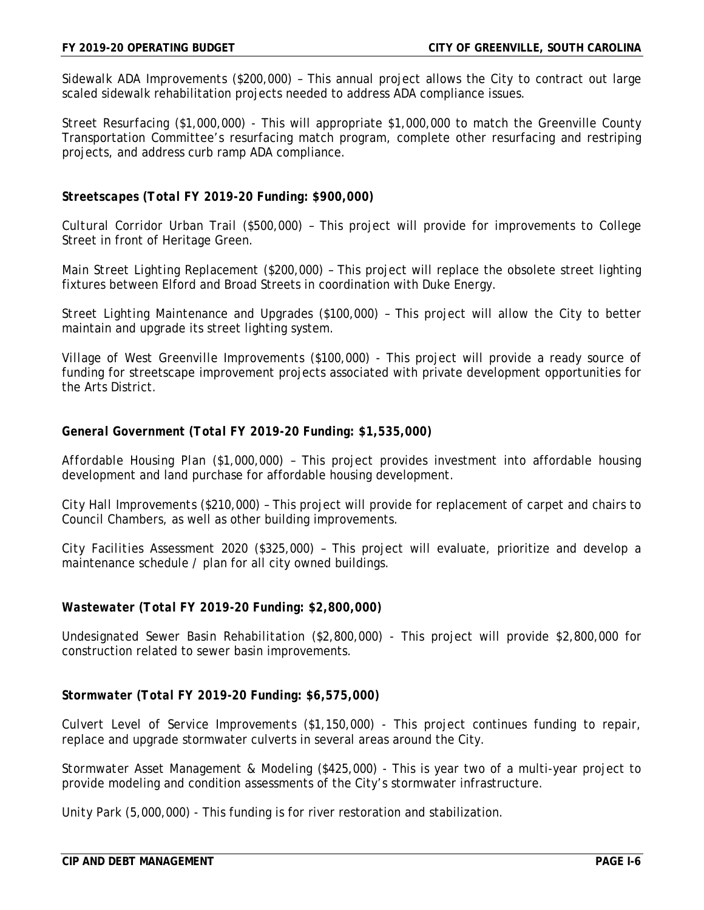Sidewalk ADA Improvements ($200,000) – This annual project allows the City to contract out large scaled sidewalk rehabilitation projects needed to address ADA compliance issues.

Street Resurfacing ($1,000,000) - This will appropriate $1,000,000 to match the Greenville County Transportation Committee's resurfacing match program, complete other resurfacing and restriping projects, and address curb ramp ADA compliance.

### *Streetscapes (Total FY 2019-20 Funding: $900,000)*

Cultural Corridor Urban Trail ($500,000) – This project will provide for improvements to College Street in front of Heritage Green.

Main Street Lighting Replacement ($200,000) – This project will replace the obsolete street lighting fixtures between Elford and Broad Streets in coordination with Duke Energy.

Street Lighting Maintenance and Upgrades ($100,000) – This project will allow the City to better maintain and upgrade its street lighting system.

Village of West Greenville Improvements ($100,000) - This project will provide a ready source of funding for streetscape improvement projects associated with private development opportunities for the Arts District.

### *General Government (Total FY 2019-20 Funding: $1,535,000)*

Affordable Housing Plan ($1,000,000) – This project provides investment into affordable housing development and land purchase for affordable housing development.

City Hall Improvements ($210,000) – This project will provide for replacement of carpet and chairs to Council Chambers, as well as other building improvements.

City Facilities Assessment 2020 ($325,000) – This project will evaluate, prioritize and develop a maintenance schedule / plan for all city owned buildings.

### *Wastewater (Total FY 2019-20 Funding: $2,800,000)*

Undesignated Sewer Basin Rehabilitation ($2,800,000) - This project will provide $2,800,000 for construction related to sewer basin improvements.

### *Stormwater (Total FY 2019-20 Funding: $6,575,000)*

Culvert Level of Service Improvements ($1,150,000) - This project continues funding to repair, replace and upgrade stormwater culverts in several areas around the City.

Stormwater Asset Management & Modeling ($425,000) - This is year two of a multi-year project to provide modeling and condition assessments of the City's stormwater infrastructure.

Unity Park (5,000,000) - This funding is for river restoration and stabilization.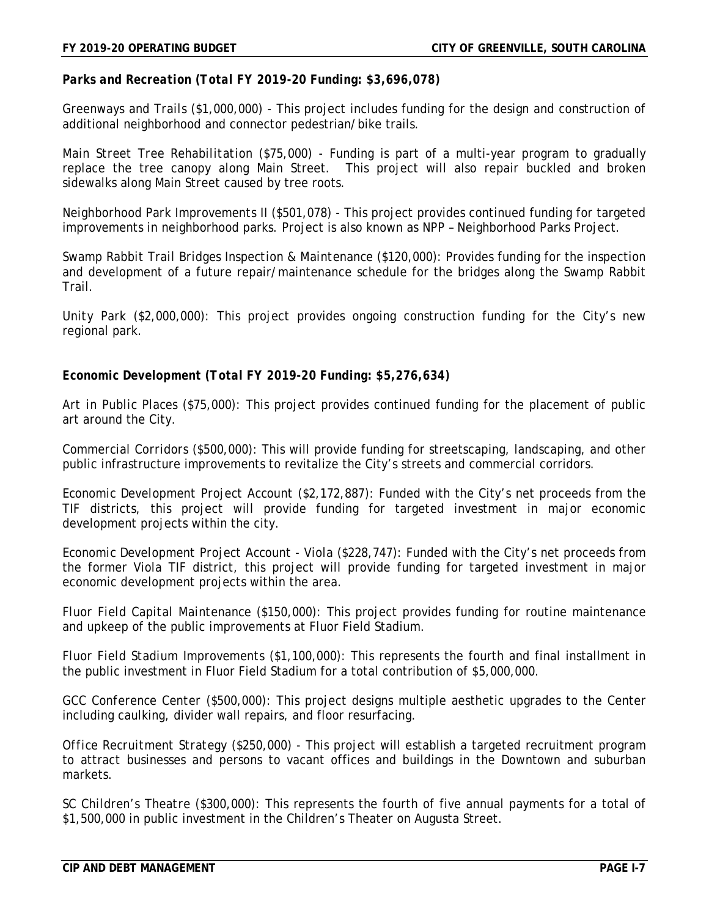***Parks and Recreation (Total FY 2019-20 Funding: $3,696,078)***

*Greenways and Trails* ($1,000,000) - This project includes funding for the design and construction of additional neighborhood and connector pedestrian/bike trails.

*Main Street Tree Rehabilitation* ($75,000) - Funding is part of a multi-year program to gradually replace the tree canopy along Main Street. This project will also repair buckled and broken sidewalks along Main Street caused by tree roots.

*Neighborhood Park Improvements II* ($501,078) - This project provides continued funding for targeted improvements in neighborhood parks. Project is also known as NPP – Neighborhood Parks Project.

*Swamp Rabbit Trail Bridges Inspection & Maintenance* ($120,000): Provides funding for the inspection and development of a future repair/maintenance schedule for the bridges along the Swamp Rabbit Trail.

*Unity Park* ($2,000,000): This project provides ongoing construction funding for the City's new regional park.

***Economic Development (Total FY 2019-20 Funding: $5,276,634)***

*Art in Public Places* ($75,000): This project provides continued funding for the placement of public art around the City.

*Commercial Corridors* ($500,000): This will provide funding for streetscaping, landscaping, and other public infrastructure improvements to revitalize the City's streets and commercial corridors.

*Economic Development Project Account* ($2,172,887): Funded with the City's net proceeds from the TIF districts, this project will provide funding for targeted investment in major economic development projects within the city.

*Economic Development Project Account - Viola* ($228,747): Funded with the City's net proceeds from the former Viola TIF district, this project will provide funding for targeted investment in major economic development projects within the area.

*Fluor Field Capital Maintenance* ($150,000): This project provides funding for routine maintenance and upkeep of the public improvements at Fluor Field Stadium.

*Fluor Field Stadium Improvements* ($1,100,000): This represents the fourth and final installment in the public investment in Fluor Field Stadium for a total contribution of $5,000,000.

*GCC Conference Center* ($500,000): This project designs multiple aesthetic upgrades to the Center including caulking, divider wall repairs, and floor resurfacing.

*Office Recruitment Strategy* ($250,000) - This project will establish a targeted recruitment program to attract businesses and persons to vacant offices and buildings in the Downtown and suburban markets.

*SC Children's Theatre* ($300,000): This represents the fourth of five annual payments for a total of $1,500,000 in public investment in the Children's Theater on Augusta Street.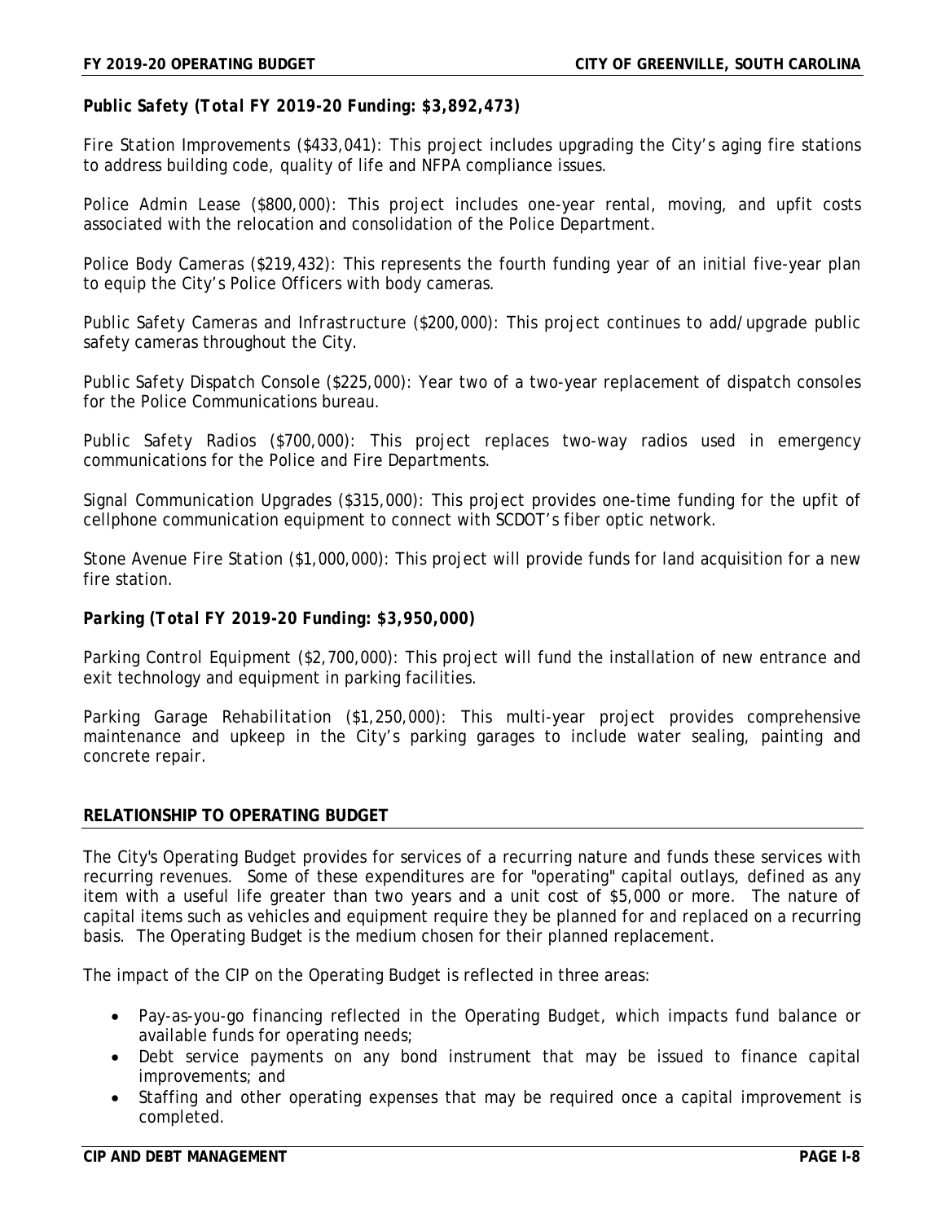***Public Safety (Total FY 2019-20 Funding: $3,892,473)***

*Fire Station Improvements* ($433,041): This project includes upgrading the City's aging fire stations to address building code, quality of life and NFPA compliance issues.

*Police Admin Lease* ($800,000): This project includes one-year rental, moving, and upfit costs associated with the relocation and consolidation of the Police Department.

*Police Body Cameras* ($219,432): This represents the fourth funding year of an initial five-year plan to equip the City's Police Officers with body cameras.

*Public Safety Cameras and Infrastructure* ($200,000): This project continues to add/upgrade public safety cameras throughout the City.

*Public Safety Dispatch Console* ($225,000): Year two of a two-year replacement of dispatch consoles for the Police Communications bureau.

*Public Safety Radios* ($700,000): This project replaces two-way radios used in emergency communications for the Police and Fire Departments.

*Signal Communication Upgrades* ($315,000): This project provides one-time funding for the upfit of cellphone communication equipment to connect with SCDOT's fiber optic network.

*Stone Avenue Fire Station* ($1,000,000): This project will provide funds for land acquisition for a new fire station.

***Parking (Total FY 2019-20 Funding: $3,950,000)***

*Parking Control Equipment* ($2,700,000): This project will fund the installation of new entrance and exit technology and equipment in parking facilities.

*Parking Garage Rehabilitation* ($1,250,000): This multi-year project provides comprehensive maintenance and upkeep in the City's parking garages to include water sealing, painting and concrete repair.

## RELATIONSHIP TO OPERATING BUDGET

The City's Operating Budget provides for services of a recurring nature and funds these services with recurring revenues. Some of these expenditures are for "operating" capital outlays, defined as any item with a useful life greater than two years and a unit cost of $5,000 or more. The nature of capital items such as vehicles and equipment require they be planned for and replaced on a recurring basis. The Operating Budget is the medium chosen for their planned replacement.

The impact of the CIP on the Operating Budget is reflected in three areas:

- Pay-as-you-go financing reflected in the Operating Budget, which impacts fund balance or available funds for operating needs;
- Debt service payments on any bond instrument that may be issued to finance capital improvements; and
- Staffing and other operating expenses that may be required once a capital improvement is completed.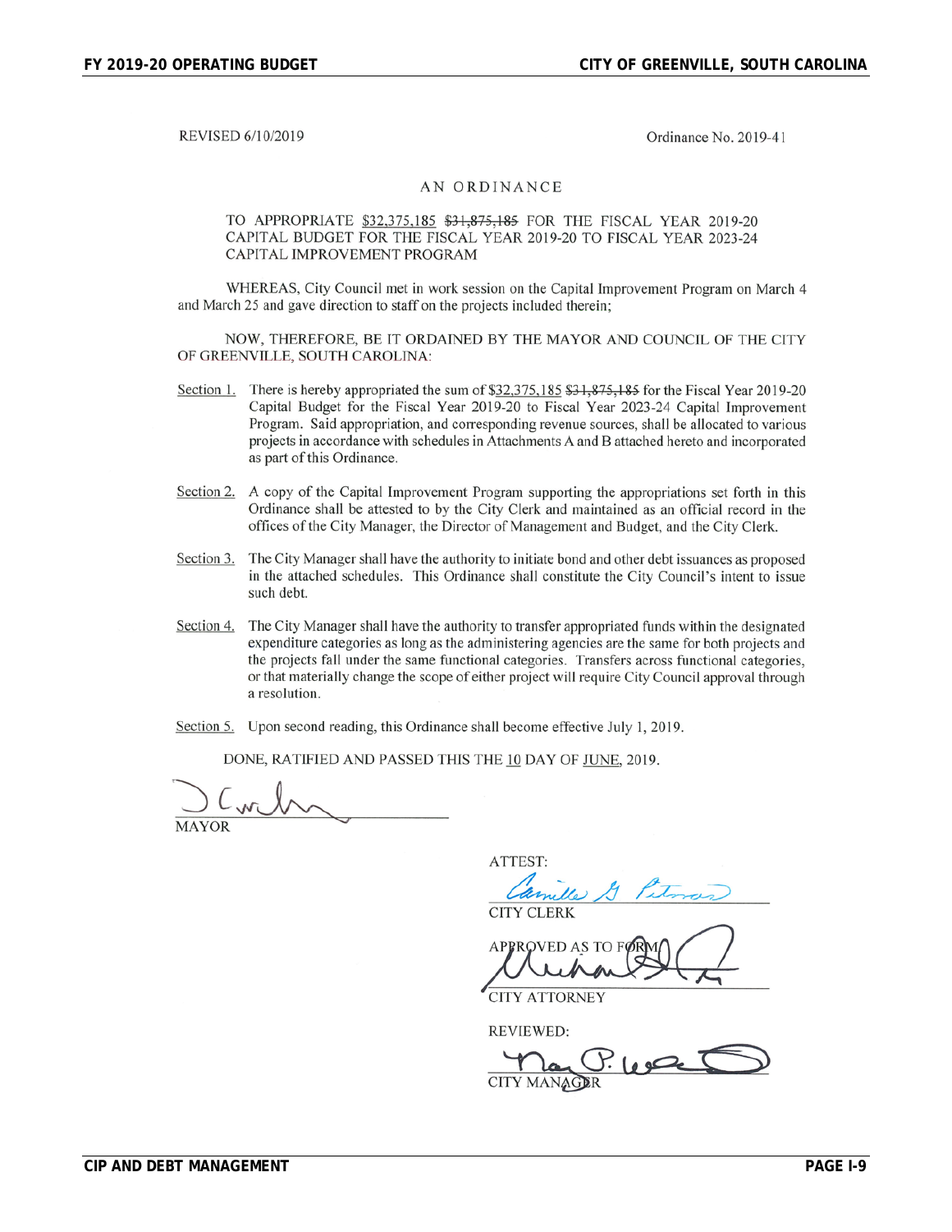REVISED 6/10/2019

Ordinance No. 2019-41

AN ORDINANCE

TO APPROPRIATE $32,375,185 ~~$31,875,185~~ FOR THE FISCAL YEAR 2019-20 CAPITAL BUDGET FOR THE FISCAL YEAR 2019-20 TO FISCAL YEAR 2023-24 CAPITAL IMPROVEMENT PROGRAM

WHEREAS, City Council met in work session on the Capital Improvement Program on March 4 and March 25 and gave direction to staff on the projects included therein;

NOW, THEREFORE, BE IT ORDAINED BY THE MAYOR AND COUNCIL OF THE CITY OF GREENVILLE, SOUTH CAROLINA:

Section 1. There is hereby appropriated the sum of $32,375,185 ~~$31,875,185~~ for the Fiscal Year 2019-20 Capital Budget for the Fiscal Year 2019-20 to Fiscal Year 2023-24 Capital Improvement Program. Said appropriation, and corresponding revenue sources, shall be allocated to various projects in accordance with schedules in Attachments A and B attached hereto and incorporated as part of this Ordinance.

Section 2. A copy of the Capital Improvement Program supporting the appropriations set forth in this Ordinance shall be attested to by the City Clerk and maintained as an official record in the offices of the City Manager, the Director of Management and Budget, and the City Clerk.

Section 3. The City Manager shall have the authority to initiate bond and other debt issuances as proposed in the attached schedules. This Ordinance shall constitute the City Council's intent to issue such debt.

Section 4. The City Manager shall have the authority to transfer appropriated funds within the designated expenditure categories as long as the administering agencies are the same for both projects and the projects fall under the same functional categories. Transfers across functional categories, or that materially change the scope of either project will require City Council approval through a resolution.

Section 5. Upon second reading, this Ordinance shall become effective July 1, 2019.

DONE, RATIFIED AND PASSED THIS THE 10 DAY OF JUNE, 2019.

MAYOR

ATTEST:

CITY CLERK

APPROVED AS TO FORM:

CITY ATTORNEY

REVIEWED:

CITY MANAGER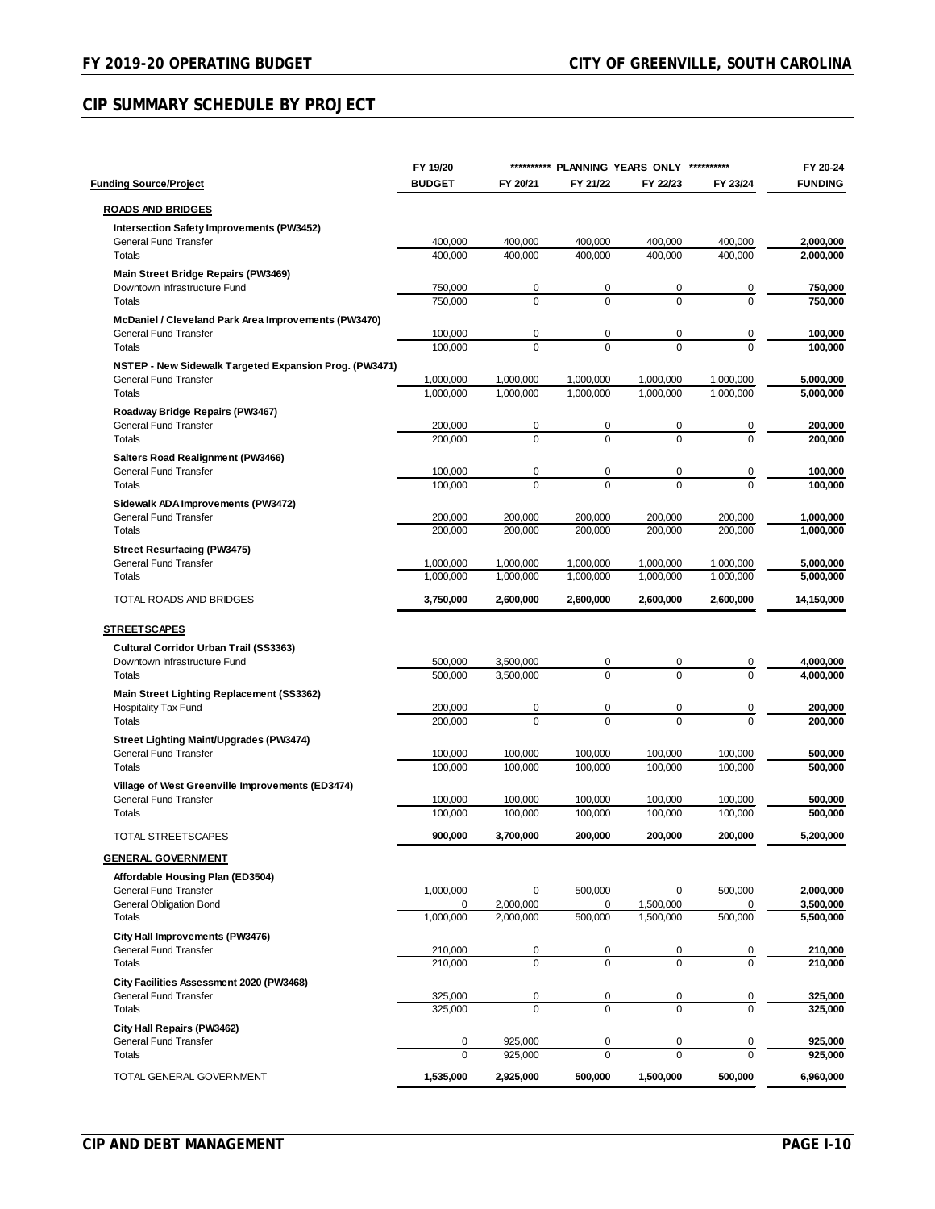## CIP SUMMARY SCHEDULE BY PROJECT

| Funding Source/Project | FY 19/20 BUDGET | FY 20/21 | FY 21/22 | FY 22/23 | FY 23/24 | FY 20-24 FUNDING |
|---|---|---|---|---|---|---|
| | | ********** PLANNING YEARS ONLY ********** | | | | |
| **ROADS AND BRIDGES** | | | | | | |
| **Intersection Safety Improvements (PW3452)** | | | | | | |
| General Fund Transfer | 400,000 | 400,000 | 400,000 | 400,000 | 400,000 | **2,000,000** |
| Totals | 400,000 | 400,000 | 400,000 | 400,000 | 400,000 | **2,000,000** |
| **Main Street Bridge Repairs (PW3469)** | | | | | | |
| Downtown Infrastructure Fund | 750,000 | 0 | 0 | 0 | 0 | **750,000** |
| Totals | 750,000 | 0 | 0 | 0 | 0 | **750,000** |
| **McDaniel / Cleveland Park Area Improvements (PW3470)** | | | | | | |
| General Fund Transfer | 100,000 | 0 | 0 | 0 | 0 | **100,000** |
| Totals | 100,000 | 0 | 0 | 0 | 0 | **100,000** |
| **NSTEP - New Sidewalk Targeted Expansion Prog. (PW3471)** | | | | | | |
| General Fund Transfer | 1,000,000 | 1,000,000 | 1,000,000 | 1,000,000 | 1,000,000 | **5,000,000** |
| Totals | 1,000,000 | 1,000,000 | 1,000,000 | 1,000,000 | 1,000,000 | **5,000,000** |
| **Roadway Bridge Repairs (PW3467)** | | | | | | |
| General Fund Transfer | 200,000 | 0 | 0 | 0 | 0 | **200,000** |
| Totals | 200,000 | 0 | 0 | 0 | 0 | **200,000** |
| **Salters Road Realignment (PW3466)** | | | | | | |
| General Fund Transfer | 100,000 | 0 | 0 | 0 | 0 | **100,000** |
| Totals | 100,000 | 0 | 0 | 0 | 0 | **100,000** |
| **Sidewalk ADA Improvements (PW3472)** | | | | | | |
| General Fund Transfer | 200,000 | 200,000 | 200,000 | 200,000 | 200,000 | **1,000,000** |
| Totals | 200,000 | 200,000 | 200,000 | 200,000 | 200,000 | **1,000,000** |
| **Street Resurfacing (PW3475)** | | | | | | |
| General Fund Transfer | 1,000,000 | 1,000,000 | 1,000,000 | 1,000,000 | 1,000,000 | **5,000,000** |
| Totals | 1,000,000 | 1,000,000 | 1,000,000 | 1,000,000 | 1,000,000 | **5,000,000** |
| TOTAL ROADS AND BRIDGES | **3,750,000** | **2,600,000** | **2,600,000** | **2,600,000** | **2,600,000** | **14,150,000** |
| **STREETSCAPES** | | | | | | |
| **Cultural Corridor Urban Trail (SS3363)** | | | | | | |
| Downtown Infrastructure Fund | 500,000 | 3,500,000 | 0 | 0 | 0 | **4,000,000** |
| Totals | 500,000 | 3,500,000 | 0 | 0 | 0 | **4,000,000** |
| **Main Street Lighting Replacement (SS3362)** | | | | | | |
| Hospitality Tax Fund | 200,000 | 0 | 0 | 0 | 0 | **200,000** |
| Totals | 200,000 | 0 | 0 | 0 | 0 | **200,000** |
| **Street Lighting Maint/Upgrades (PW3474)** | | | | | | |
| General Fund Transfer | 100,000 | 100,000 | 100,000 | 100,000 | 100,000 | **500,000** |
| Totals | 100,000 | 100,000 | 100,000 | 100,000 | 100,000 | **500,000** |
| **Village of West Greenville Improvements (ED3474)** | | | | | | |
| General Fund Transfer | 100,000 | 100,000 | 100,000 | 100,000 | 100,000 | **500,000** |
| Totals | 100,000 | 100,000 | 100,000 | 100,000 | 100,000 | **500,000** |
| TOTAL STREETSCAPES | **900,000** | **3,700,000** | **200,000** | **200,000** | **200,000** | **5,200,000** |
| **GENERAL GOVERNMENT** | | | | | | |
| **Affordable Housing Plan (ED3504)** | | | | | | |
| General Fund Transfer | 1,000,000 | 0 | 500,000 | 0 | 500,000 | **2,000,000** |
| General Obligation Bond | 0 | 2,000,000 | 0 | 1,500,000 | 0 | **3,500,000** |
| Totals | 1,000,000 | 2,000,000 | 500,000 | 1,500,000 | 500,000 | **5,500,000** |
| **City Hall Improvements (PW3476)** | | | | | | |
| General Fund Transfer | 210,000 | 0 | 0 | 0 | 0 | **210,000** |
| Totals | 210,000 | 0 | 0 | 0 | 0 | **210,000** |
| **City Facilities Assessment 2020 (PW3468)** | | | | | | |
| General Fund Transfer | 325,000 | 0 | 0 | 0 | 0 | **325,000** |
| Totals | 325,000 | 0 | 0 | 0 | 0 | **325,000** |
| **City Hall Repairs (PW3462)** | | | | | | |
| General Fund Transfer | 0 | 925,000 | 0 | 0 | 0 | **925,000** |
| Totals | 0 | 925,000 | 0 | 0 | 0 | **925,000** |
| TOTAL GENERAL GOVERNMENT | **1,535,000** | **2,925,000** | **500,000** | **1,500,000** | **500,000** | **6,960,000** |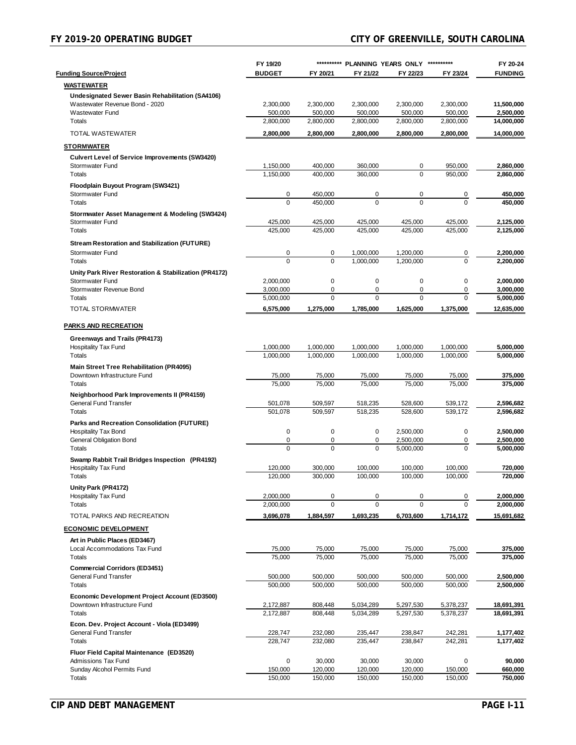| Funding Source/Project | FY 19/20 BUDGET | FY 20/21 | FY 21/22 | FY 22/23 | FY 23/24 | FY 20-24 FUNDING |
|---|---|---|---|---|---|---|
| | | ********** PLANNING YEARS ONLY ********** | | | | |
| **WASTEWATER** | | | | | | |
| **Undesignated Sewer Basin Rehabilitation (SA4106)** | | | | | | |
| Wastewater Revenue Bond - 2020 | 2,300,000 | 2,300,000 | 2,300,000 | 2,300,000 | 2,300,000 | **11,500,000** |
| Wastewater Fund | 500,000 | 500,000 | 500,000 | 500,000 | 500,000 | **2,500,000** |
| Totals | 2,800,000 | 2,800,000 | 2,800,000 | 2,800,000 | 2,800,000 | **14,000,000** |
| TOTAL WASTEWATER | **2,800,000** | **2,800,000** | **2,800,000** | **2,800,000** | **2,800,000** | **14,000,000** |
| **STORMWATER** | | | | | | |
| **Culvert Level of Service Improvements (SW3420)** | | | | | | |
| Stormwater Fund | 1,150,000 | 400,000 | 360,000 | 0 | 950,000 | **2,860,000** |
| Totals | 1,150,000 | 400,000 | 360,000 | 0 | 950,000 | **2,860,000** |
| **Floodplain Buyout Program (SW3421)** | | | | | | |
| Stormwater Fund | 0 | 450,000 | 0 | 0 | 0 | **450,000** |
| Totals | 0 | 450,000 | 0 | 0 | 0 | **450,000** |
| **Stormwater Asset Management & Modeling (SW3424)** | | | | | | |
| Stormwater Fund | 425,000 | 425,000 | 425,000 | 425,000 | 425,000 | **2,125,000** |
| Totals | 425,000 | 425,000 | 425,000 | 425,000 | 425,000 | **2,125,000** |
| **Stream Restoration and Stabilization (FUTURE)** | | | | | | |
| Stormwater Fund | 0 | 0 | 1,000,000 | 1,200,000 | 0 | **2,200,000** |
| Totals | 0 | 0 | 1,000,000 | 1,200,000 | 0 | **2,200,000** |
| **Unity Park River Restoration & Stabilization (PR4172)** | | | | | | |
| Stormwater Fund | 2,000,000 | 0 | 0 | 0 | 0 | **2,000,000** |
| Stormwater Revenue Bond | 3,000,000 | 0 | 0 | 0 | 0 | **3,000,000** |
| Totals | 5,000,000 | 0 | 0 | 0 | 0 | **5,000,000** |
| TOTAL STORMWATER | **6,575,000** | **1,275,000** | **1,785,000** | **1,625,000** | **1,375,000** | **12,635,000** |
| **PARKS AND RECREATION** | | | | | | |
| **Greenways and Trails (PR4173)** | | | | | | |
| Hospitality Tax Fund | 1,000,000 | 1,000,000 | 1,000,000 | 1,000,000 | 1,000,000 | **5,000,000** |
| Totals | 1,000,000 | 1,000,000 | 1,000,000 | 1,000,000 | 1,000,000 | **5,000,000** |
| **Main Street Tree Rehabilitation (PR4095)** | | | | | | |
| Downtown Infrastructure Fund | 75,000 | 75,000 | 75,000 | 75,000 | 75,000 | **375,000** |
| Totals | 75,000 | 75,000 | 75,000 | 75,000 | 75,000 | **375,000** |
| **Neighborhood Park Improvements II (PR4159)** | | | | | | |
| General Fund Transfer | 501,078 | 509,597 | 518,235 | 528,600 | 539,172 | **2,596,682** |
| Totals | 501,078 | 509,597 | 518,235 | 528,600 | 539,172 | **2,596,682** |
| **Parks and Recreation Consolidation (FUTURE)** | | | | | | |
| Hospitality Tax Bond | 0 | 0 | 0 | 2,500,000 | 0 | **2,500,000** |
| General Obligation Bond | 0 | 0 | 0 | 2,500,000 | 0 | **2,500,000** |
| Totals | 0 | 0 | 0 | 5,000,000 | 0 | **5,000,000** |
| **Swamp Rabbit Trail Bridges Inspection (PR4192)** | | | | | | |
| Hospitality Tax Fund | 120,000 | 300,000 | 100,000 | 100,000 | 100,000 | **720,000** |
| Totals | 120,000 | 300,000 | 100,000 | 100,000 | 100,000 | **720,000** |
| **Unity Park (PR4172)** | | | | | | |
| Hospitality Tax Fund | 2,000,000 | 0 | 0 | 0 | 0 | **2,000,000** |
| Totals | 2,000,000 | 0 | 0 | 0 | 0 | **2,000,000** |
| TOTAL PARKS AND RECREATION | **3,696,078** | **1,884,597** | **1,693,235** | **6,703,600** | **1,714,172** | **15,691,682** |
| **ECONOMIC DEVELOPMENT** | | | | | | |
| **Art in Public Places (ED3467)** | | | | | | |
| Local Accommodations Tax Fund | 75,000 | 75,000 | 75,000 | 75,000 | 75,000 | **375,000** |
| Totals | 75,000 | 75,000 | 75,000 | 75,000 | 75,000 | **375,000** |
| **Commercial Corridors (ED3451)** | | | | | | |
| General Fund Transfer | 500,000 | 500,000 | 500,000 | 500,000 | 500,000 | **2,500,000** |
| Totals | 500,000 | 500,000 | 500,000 | 500,000 | 500,000 | **2,500,000** |
| **Economic Development Project Account (ED3500)** | | | | | | |
| Downtown Infrastructure Fund | 2,172,887 | 808,448 | 5,034,289 | 5,297,530 | 5,378,237 | **18,691,391** |
| Totals | 2,172,887 | 808,448 | 5,034,289 | 5,297,530 | 5,378,237 | **18,691,391** |
| **Econ. Dev. Project Account - Viola (ED3499)** | | | | | | |
| General Fund Transfer | 228,747 | 232,080 | 235,447 | 238,847 | 242,281 | **1,177,402** |
| Totals | 228,747 | 232,080 | 235,447 | 238,847 | 242,281 | **1,177,402** |
| **Fluor Field Capital Maintenance (ED3520)** | | | | | | |
| Admissions Tax Fund | 0 | 30,000 | 30,000 | 30,000 | 0 | **90,000** |
| Sunday Alcohol Permits Fund | 150,000 | 120,000 | 120,000 | 120,000 | 150,000 | **660,000** |
| Totals | 150,000 | 150,000 | 150,000 | 150,000 | 150,000 | **750,000** |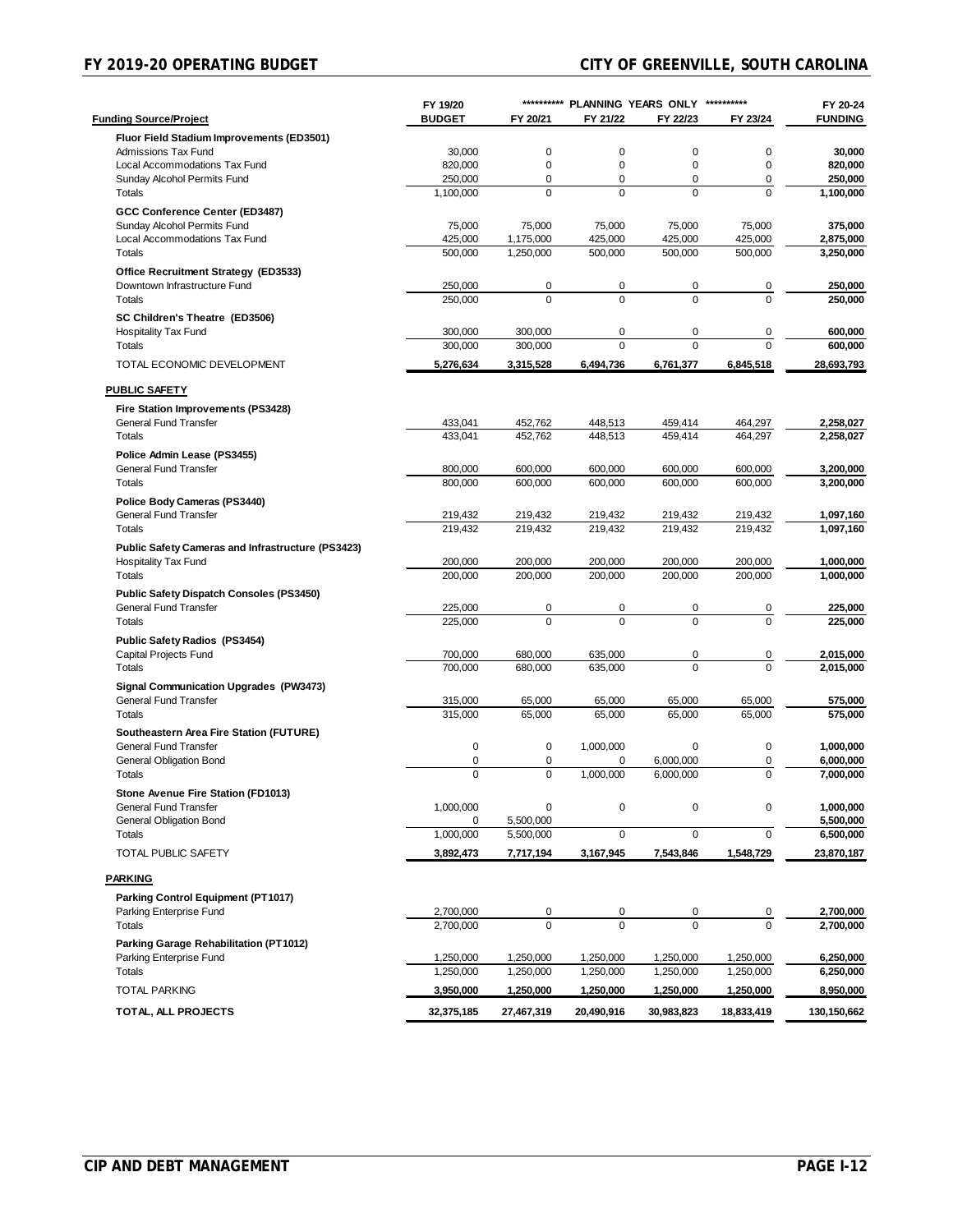| Funding Source/Project | FY 19/20 BUDGET | ********** PLANNING YEARS ONLY ********** FY 20/21 | FY 21/22 | FY 22/23 | FY 23/24 | FY 20-24 FUNDING |
|---|---|---|---|---|---|---|
| **Fluor Field Stadium Improvements (ED3501)** | | | | | | |
| Admissions Tax Fund | 30,000 | 0 | 0 | 0 | 0 | **30,000** |
| Local Accommodations Tax Fund | 820,000 | 0 | 0 | 0 | 0 | **820,000** |
| Sunday Alcohol Permits Fund | 250,000 | 0 | 0 | 0 | 0 | **250,000** |
| Totals | 1,100,000 | 0 | 0 | 0 | 0 | **1,100,000** |
| **GCC Conference Center (ED3487)** | | | | | | |
| Sunday Alcohol Permits Fund | 75,000 | 75,000 | 75,000 | 75,000 | 75,000 | **375,000** |
| Local Accommodations Tax Fund | 425,000 | 1,175,000 | 425,000 | 425,000 | 425,000 | **2,875,000** |
| Totals | 500,000 | 1,250,000 | 500,000 | 500,000 | 500,000 | **3,250,000** |
| **Office Recruitment Strategy (ED3533)** | | | | | | |
| Downtown Infrastructure Fund | 250,000 | 0 | 0 | 0 | 0 | **250,000** |
| Totals | 250,000 | 0 | 0 | 0 | 0 | **250,000** |
| **SC Children's Theatre (ED3506)** | | | | | | |
| Hospitality Tax Fund | 300,000 | 300,000 | 0 | 0 | 0 | **600,000** |
| Totals | 300,000 | 300,000 | 0 | 0 | 0 | **600,000** |
| TOTAL ECONOMIC DEVELOPMENT | **5,276,634** | **3,315,528** | **6,494,736** | **6,761,377** | **6,845,518** | **28,693,793** |
| **PUBLIC SAFETY** | | | | | | |
| **Fire Station Improvements (PS3428)** | | | | | | |
| General Fund Transfer | 433,041 | 452,762 | 448,513 | 459,414 | 464,297 | **2,258,027** |
| Totals | 433,041 | 452,762 | 448,513 | 459,414 | 464,297 | **2,258,027** |
| **Police Admin Lease (PS3455)** | | | | | | |
| General Fund Transfer | 800,000 | 600,000 | 600,000 | 600,000 | 600,000 | **3,200,000** |
| Totals | 800,000 | 600,000 | 600,000 | 600,000 | 600,000 | **3,200,000** |
| **Police Body Cameras (PS3440)** | | | | | | |
| General Fund Transfer | 219,432 | 219,432 | 219,432 | 219,432 | 219,432 | **1,097,160** |
| Totals | 219,432 | 219,432 | 219,432 | 219,432 | 219,432 | **1,097,160** |
| **Public Safety Cameras and Infrastructure (PS3423)** | | | | | | |
| Hospitality Tax Fund | 200,000 | 200,000 | 200,000 | 200,000 | 200,000 | **1,000,000** |
| Totals | 200,000 | 200,000 | 200,000 | 200,000 | 200,000 | **1,000,000** |
| **Public Safety Dispatch Consoles (PS3450)** | | | | | | |
| General Fund Transfer | 225,000 | 0 | 0 | 0 | 0 | **225,000** |
| Totals | 225,000 | 0 | 0 | 0 | 0 | **225,000** |
| **Public Safety Radios (PS3454)** | | | | | | |
| Capital Projects Fund | 700,000 | 680,000 | 635,000 | 0 | 0 | **2,015,000** |
| Totals | 700,000 | 680,000 | 635,000 | 0 | 0 | **2,015,000** |
| **Signal Communication Upgrades (PW3473)** | | | | | | |
| General Fund Transfer | 315,000 | 65,000 | 65,000 | 65,000 | 65,000 | **575,000** |
| Totals | 315,000 | 65,000 | 65,000 | 65,000 | 65,000 | **575,000** |
| **Southeastern Area Fire Station (FUTURE)** | | | | | | |
| General Fund Transfer | 0 | 0 | 1,000,000 | 0 | 0 | **1,000,000** |
| General Obligation Bond | 0 | 0 | 0 | 6,000,000 | 0 | **6,000,000** |
| Totals | 0 | 0 | 1,000,000 | 6,000,000 | 0 | **7,000,000** |
| **Stone Avenue Fire Station (FD1013)** | | | | | | |
| General Fund Transfer | 1,000,000 | 0 | 0 | 0 | 0 | **1,000,000** |
| General Obligation Bond | 0 | 5,500,000 | | | | **5,500,000** |
| Totals | 1,000,000 | 5,500,000 | 0 | 0 | 0 | **6,500,000** |
| TOTAL PUBLIC SAFETY | **3,892,473** | **7,717,194** | **3,167,945** | **7,543,846** | **1,548,729** | **23,870,187** |
| **PARKING** | | | | | | |
| **Parking Control Equipment (PT1017)** | | | | | | |
| Parking Enterprise Fund | 2,700,000 | 0 | 0 | 0 | 0 | **2,700,000** |
| Totals | 2,700,000 | 0 | 0 | 0 | 0 | **2,700,000** |
| **Parking Garage Rehabilitation (PT1012)** | | | | | | |
| Parking Enterprise Fund | 1,250,000 | 1,250,000 | 1,250,000 | 1,250,000 | 1,250,000 | **6,250,000** |
| Totals | 1,250,000 | 1,250,000 | 1,250,000 | 1,250,000 | 1,250,000 | **6,250,000** |
| TOTAL PARKING | **3,950,000** | **1,250,000** | **1,250,000** | **1,250,000** | **1,250,000** | **8,950,000** |
| **TOTAL, ALL PROJECTS** | **32,375,185** | **27,467,319** | **20,490,916** | **30,983,823** | **18,833,419** | **130,150,662** |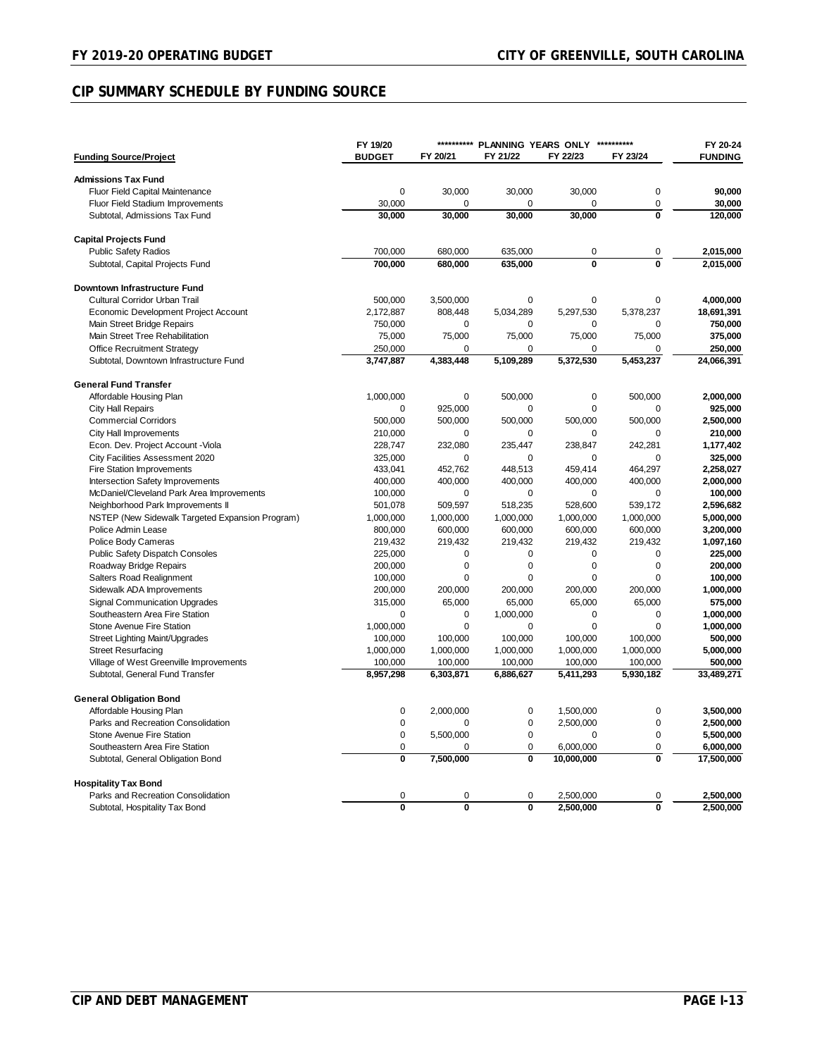## CIP SUMMARY SCHEDULE BY FUNDING SOURCE

| Funding Source/Project | FY 19/20 BUDGET | ********** PLANNING YEARS ONLY ********** FY 20/21 | FY 21/22 | FY 22/23 | FY 23/24 | FY 20-24 FUNDING |
|---|---|---|---|---|---|---|
| **Admissions Tax Fund** | | | | | | |
| Fluor Field Capital Maintenance | 0 | 30,000 | 30,000 | 30,000 | 0 | **90,000** |
| Fluor Field Stadium Improvements | 30,000 | 0 | 0 | 0 | 0 | **30,000** |
| Subtotal, Admissions Tax Fund | **30,000** | **30,000** | **30,000** | **30,000** | **0** | **120,000** |
| **Capital Projects Fund** | | | | | | |
| Public Safety Radios | 700,000 | 680,000 | 635,000 | 0 | 0 | **2,015,000** |
| Subtotal, Capital Projects Fund | **700,000** | **680,000** | **635,000** | **0** | **0** | **2,015,000** |
| **Downtown Infrastructure Fund** | | | | | | |
| Cultural Corridor Urban Trail | 500,000 | 3,500,000 | 0 | 0 | 0 | **4,000,000** |
| Economic Development Project Account | 2,172,887 | 808,448 | 5,034,289 | 5,297,530 | 5,378,237 | **18,691,391** |
| Main Street Bridge Repairs | 750,000 | 0 | 0 | 0 | 0 | **750,000** |
| Main Street Tree Rehabilitation | 75,000 | 75,000 | 75,000 | 75,000 | 75,000 | **375,000** |
| Office Recruitment Strategy | 250,000 | 0 | 0 | 0 | 0 | **250,000** |
| Subtotal, Downtown Infrastructure Fund | **3,747,887** | **4,383,448** | **5,109,289** | **5,372,530** | **5,453,237** | **24,066,391** |
| **General Fund Transfer** | | | | | | |
| Affordable Housing Plan | 1,000,000 | 0 | 500,000 | 0 | 500,000 | **2,000,000** |
| City Hall Repairs | 0 | 925,000 | 0 | 0 | 0 | **925,000** |
| Commercial Corridors | 500,000 | 500,000 | 500,000 | 500,000 | 500,000 | **2,500,000** |
| City Hall Improvements | 210,000 | 0 | 0 | 0 | 0 | **210,000** |
| Econ. Dev. Project Account -Viola | 228,747 | 232,080 | 235,447 | 238,847 | 242,281 | **1,177,402** |
| City Facilities Assessment 2020 | 325,000 | 0 | 0 | 0 | 0 | **325,000** |
| Fire Station Improvements | 433,041 | 452,762 | 448,513 | 459,414 | 464,297 | **2,258,027** |
| Intersection Safety Improvements | 400,000 | 400,000 | 400,000 | 400,000 | 400,000 | **2,000,000** |
| McDaniel/Cleveland Park Area Improvements | 100,000 | 0 | 0 | 0 | 0 | **100,000** |
| Neighborhood Park Improvements II | 501,078 | 509,597 | 518,235 | 528,600 | 539,172 | **2,596,682** |
| NSTEP (New Sidewalk Targeted Expansion Program) | 1,000,000 | 1,000,000 | 1,000,000 | 1,000,000 | 1,000,000 | **5,000,000** |
| Police Admin Lease | 800,000 | 600,000 | 600,000 | 600,000 | 600,000 | **3,200,000** |
| Police Body Cameras | 219,432 | 219,432 | 219,432 | 219,432 | 219,432 | **1,097,160** |
| Public Safety Dispatch Consoles | 225,000 | 0 | 0 | 0 | 0 | **225,000** |
| Roadway Bridge Repairs | 200,000 | 0 | 0 | 0 | 0 | **200,000** |
| Salters Road Realignment | 100,000 | 0 | 0 | 0 | 0 | **100,000** |
| Sidewalk ADA Improvements | 200,000 | 200,000 | 200,000 | 200,000 | 200,000 | **1,000,000** |
| Signal Communication Upgrades | 315,000 | 65,000 | 65,000 | 65,000 | 65,000 | **575,000** |
| Southeastern Area Fire Station | 0 | 0 | 1,000,000 | 0 | 0 | **1,000,000** |
| Stone Avenue Fire Station | 1,000,000 | 0 | 0 | 0 | 0 | **1,000,000** |
| Street Lighting Maint/Upgrades | 100,000 | 100,000 | 100,000 | 100,000 | 100,000 | **500,000** |
| Street Resurfacing | 1,000,000 | 1,000,000 | 1,000,000 | 1,000,000 | 1,000,000 | **5,000,000** |
| Village of West Greenville Improvements | 100,000 | 100,000 | 100,000 | 100,000 | 100,000 | **500,000** |
| Subtotal, General Fund Transfer | **8,957,298** | **6,303,871** | **6,886,627** | **5,411,293** | **5,930,182** | **33,489,271** |
| **General Obligation Bond** | | | | | | |
| Affordable Housing Plan | 0 | 2,000,000 | 0 | 1,500,000 | 0 | **3,500,000** |
| Parks and Recreation Consolidation | 0 | 0 | 0 | 2,500,000 | 0 | **2,500,000** |
| Stone Avenue Fire Station | 0 | 5,500,000 | 0 | 0 | 0 | **5,500,000** |
| Southeastern Area Fire Station | 0 | 0 | 0 | 6,000,000 | 0 | **6,000,000** |
| Subtotal, General Obligation Bond | **0** | **7,500,000** | **0** | **10,000,000** | **0** | **17,500,000** |
| **Hospitality Tax Bond** | | | | | | |
| Parks and Recreation Consolidation | 0 | 0 | 0 | 2,500,000 | 0 | **2,500,000** |
| Subtotal, Hospitality Tax Bond | **0** | **0** | **0** | **2,500,000** | **0** | **2,500,000** |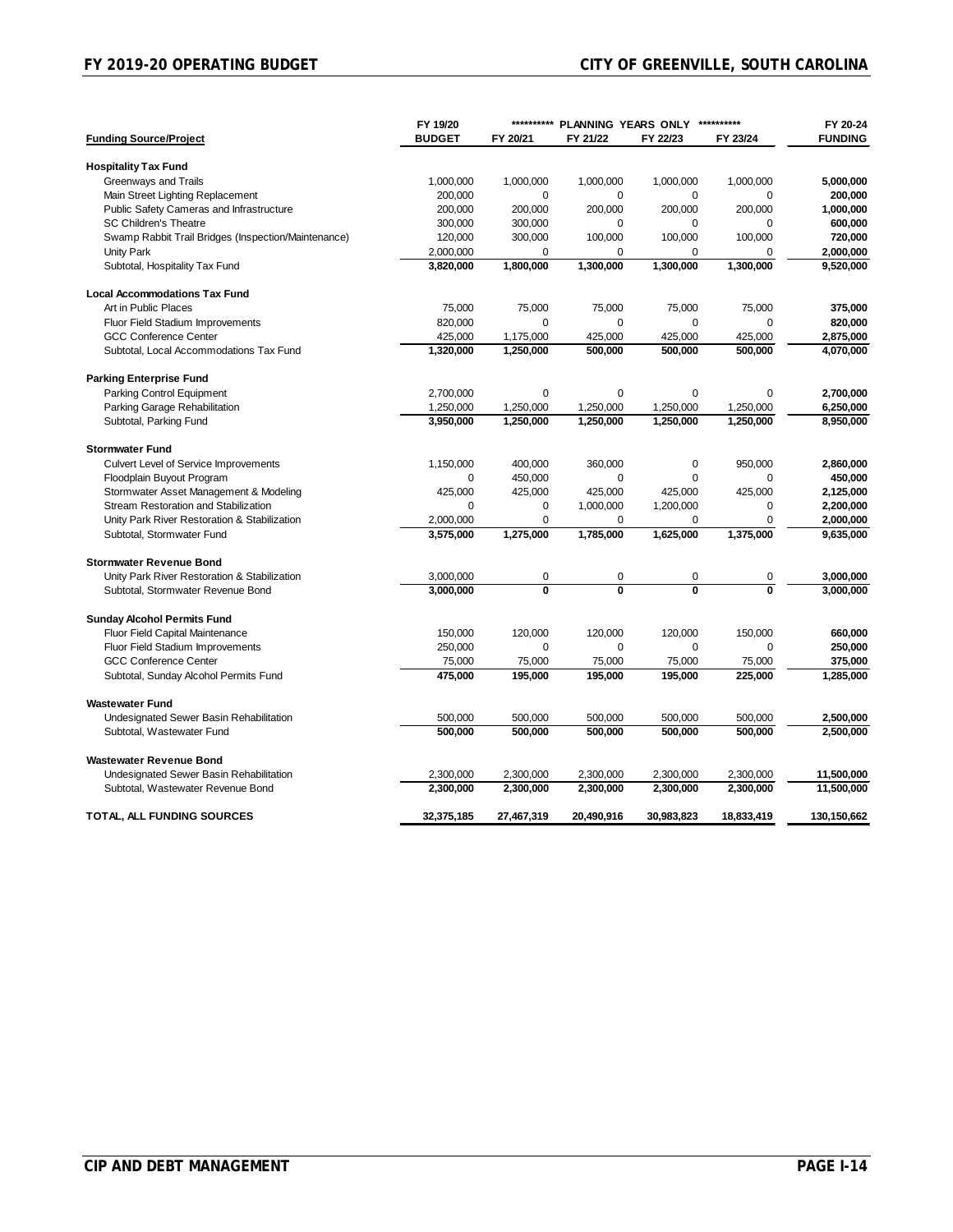| Funding Source/Project | FY 19/20 BUDGET | ********** PLANNING YEARS ONLY FY 20/21 | FY 21/22 | FY 22/23 | ********** FY 23/24 | FY 20-24 FUNDING |
|---|---|---|---|---|---|---|
| **Hospitality Tax Fund** | | | | | | |
| Greenways and Trails | 1,000,000 | 1,000,000 | 1,000,000 | 1,000,000 | 1,000,000 | **5,000,000** |
| Main Street Lighting Replacement | 200,000 | 0 | 0 | 0 | 0 | **200,000** |
| Public Safety Cameras and Infrastructure | 200,000 | 200,000 | 200,000 | 200,000 | 200,000 | **1,000,000** |
| SC Children's Theatre | 300,000 | 300,000 | 0 | 0 | 0 | **600,000** |
| Swamp Rabbit Trail Bridges (Inspection/Maintenance) | 120,000 | 300,000 | 100,000 | 100,000 | 100,000 | **720,000** |
| Unity Park | 2,000,000 | 0 | 0 | 0 | 0 | **2,000,000** |
| Subtotal, Hospitality Tax Fund | **3,820,000** | **1,800,000** | **1,300,000** | **1,300,000** | **1,300,000** | **9,520,000** |
| **Local Accommodations Tax Fund** | | | | | | |
| Art in Public Places | 75,000 | 75,000 | 75,000 | 75,000 | 75,000 | **375,000** |
| Fluor Field Stadium Improvements | 820,000 | 0 | 0 | 0 | 0 | **820,000** |
| GCC Conference Center | 425,000 | 1,175,000 | 425,000 | 425,000 | 425,000 | **2,875,000** |
| Subtotal, Local Accommodations Tax Fund | **1,320,000** | **1,250,000** | **500,000** | **500,000** | **500,000** | **4,070,000** |
| **Parking Enterprise Fund** | | | | | | |
| Parking Control Equipment | 2,700,000 | 0 | 0 | 0 | 0 | **2,700,000** |
| Parking Garage Rehabilitation | 1,250,000 | 1,250,000 | 1,250,000 | 1,250,000 | 1,250,000 | **6,250,000** |
| Subtotal, Parking Fund | **3,950,000** | **1,250,000** | **1,250,000** | **1,250,000** | **1,250,000** | **8,950,000** |
| **Stormwater Fund** | | | | | | |
| Culvert Level of Service Improvements | 1,150,000 | 400,000 | 360,000 | 0 | 950,000 | **2,860,000** |
| Floodplain Buyout Program | 0 | 450,000 | 0 | 0 | 0 | **450,000** |
| Stormwater Asset Management & Modeling | 425,000 | 425,000 | 425,000 | 425,000 | 425,000 | **2,125,000** |
| Stream Restoration and Stabilization | 0 | 0 | 1,000,000 | 1,200,000 | 0 | **2,200,000** |
| Unity Park River Restoration & Stabilization | 2,000,000 | 0 | 0 | 0 | 0 | **2,000,000** |
| Subtotal, Stormwater Fund | **3,575,000** | **1,275,000** | **1,785,000** | **1,625,000** | **1,375,000** | **9,635,000** |
| **Stormwater Revenue Bond** | | | | | | |
| Unity Park River Restoration & Stabilization | 3,000,000 | 0 | 0 | 0 | 0 | **3,000,000** |
| Subtotal, Stormwater Revenue Bond | **3,000,000** | **0** | **0** | **0** | **0** | **3,000,000** |
| **Sunday Alcohol Permits Fund** | | | | | | |
| Fluor Field Capital Maintenance | 150,000 | 120,000 | 120,000 | 120,000 | 150,000 | **660,000** |
| Fluor Field Stadium Improvements | 250,000 | 0 | 0 | 0 | 0 | **250,000** |
| GCC Conference Center | 75,000 | 75,000 | 75,000 | 75,000 | 75,000 | **375,000** |
| Subtotal, Sunday Alcohol Permits Fund | **475,000** | **195,000** | **195,000** | **195,000** | **225,000** | **1,285,000** |
| **Wastewater Fund** | | | | | | |
| Undesignated Sewer Basin Rehabilitation | 500,000 | 500,000 | 500,000 | 500,000 | 500,000 | **2,500,000** |
| Subtotal, Wastewater Fund | **500,000** | **500,000** | **500,000** | **500,000** | **500,000** | **2,500,000** |
| **Wastewater Revenue Bond** | | | | | | |
| Undesignated Sewer Basin Rehabilitation | 2,300,000 | 2,300,000 | 2,300,000 | 2,300,000 | 2,300,000 | **11,500,000** |
| Subtotal, Wastewater Revenue Bond | **2,300,000** | **2,300,000** | **2,300,000** | **2,300,000** | **2,300,000** | **11,500,000** |
| **TOTAL, ALL FUNDING SOURCES** | **32,375,185** | **27,467,319** | **20,490,916** | **30,983,823** | **18,833,419** | **130,150,662** |